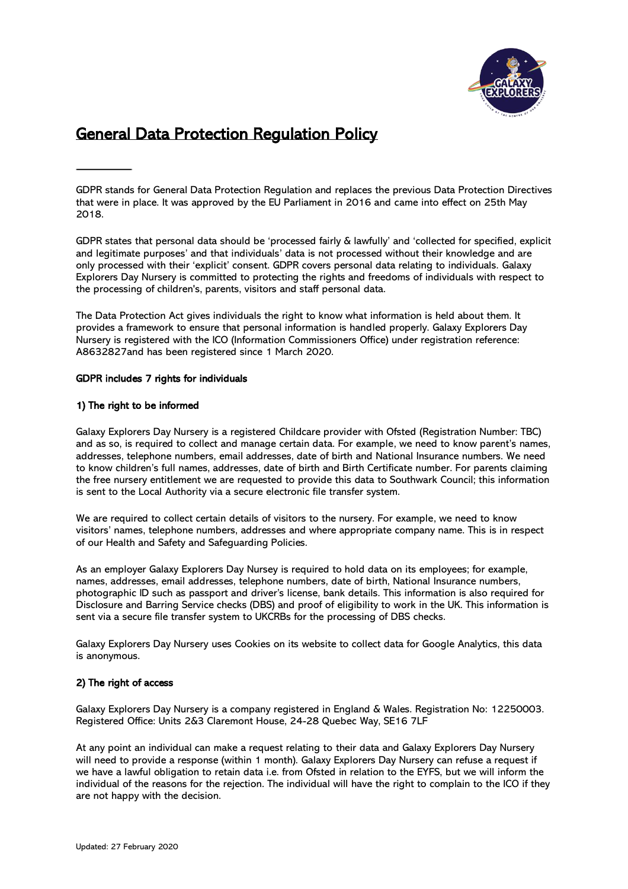# General Data Protection Regulation Policy

GDPR stands for General Data Protection Regulation and replaces the previous Data Protection Directives that were in place. It was approved by the EU Parliament in 2016 and came into effect on 25th May 2018.

GDPR states that personal data should be 'processed fairly & lawfully' and 'collected for specified, explicit and legitimate purposes' and that individuals' data is not processed without their knowledge and are only processed with their 'explicit' consent. GDPR covers personal data relating to individuals. Galaxy Explorers Day Nursery is committed to protecting the rights and freedoms of individuals with respect to the processing of children's, parents, visitors and staff personal data.

The Data Protection Act gives individuals the right to know what information is held about them. It provides a framework to ensure that personal information is handled properly. Galaxy Explorers Day Nursery is registered with the ICO (Information Commissioners Office) under registration reference: A8632827and has been registered since 1 March 2020.

### GDPR includes 7 rights for individuals

### 1) The right to be informed

Galaxy Explorers Day Nursery is a registered Childcare provider with Ofsted (Registration Number: TBC) and as so, is required to collect and manage certain data. For example, we need to know parent's names, addresses, telephone numbers, email addresses, date of birth and National Insurance numbers. We need to know children's full names, addresses, date of birth and Birth Certificate number. For parents claiming the free nursery entitlement we are requested to provide this data to Southwark Council; this information is sent to the Local Authority via a secure electronic file transfer system.

We are required to collect certain details of visitors to the nursery. For example, we need to know visitors' names, telephone numbers, addresses and where appropriate company name. This is in respect of our Health and Safety and Safeguarding Policies.

As an employer Galaxy Explorers Day Nursey is required to hold data on its employees; for example, names, addresses, email addresses, telephone numbers, date of birth, National Insurance numbers, photographic ID such as passport and driver's license, bank details. This information is also required for Disclosure and Barring Service checks (DBS) and proof of eligibility to work in the UK. This information is sent via a secure file transfer system to UKCRBs for the processing of DBS checks.

Galaxy Explorers Day Nursery uses Cookies on its website to collect data for Google Analytics, this data is anonymous.

### 2) The right of access

Galaxy Explorers Day Nursery is a company registered in England & Wales. Registration No: 12250003. Registered Office: Units 2&3 Claremont House, 24-28 Quebec Way, SE16 7LF

At any point an individual can make a request relating to their data and Galaxy Explorers Day Nursery will need to provide a response (within 1 month). Galaxy Explorers Day Nursery can refuse a request if we have a lawful obligation to retain data i.e. from Ofsted in relation to the EYFS, but we will inform the individual of the reasons for the rejection. The individual will have the right to complain to the ICO if they are not happy with the decision.

Updated: 27 February 2020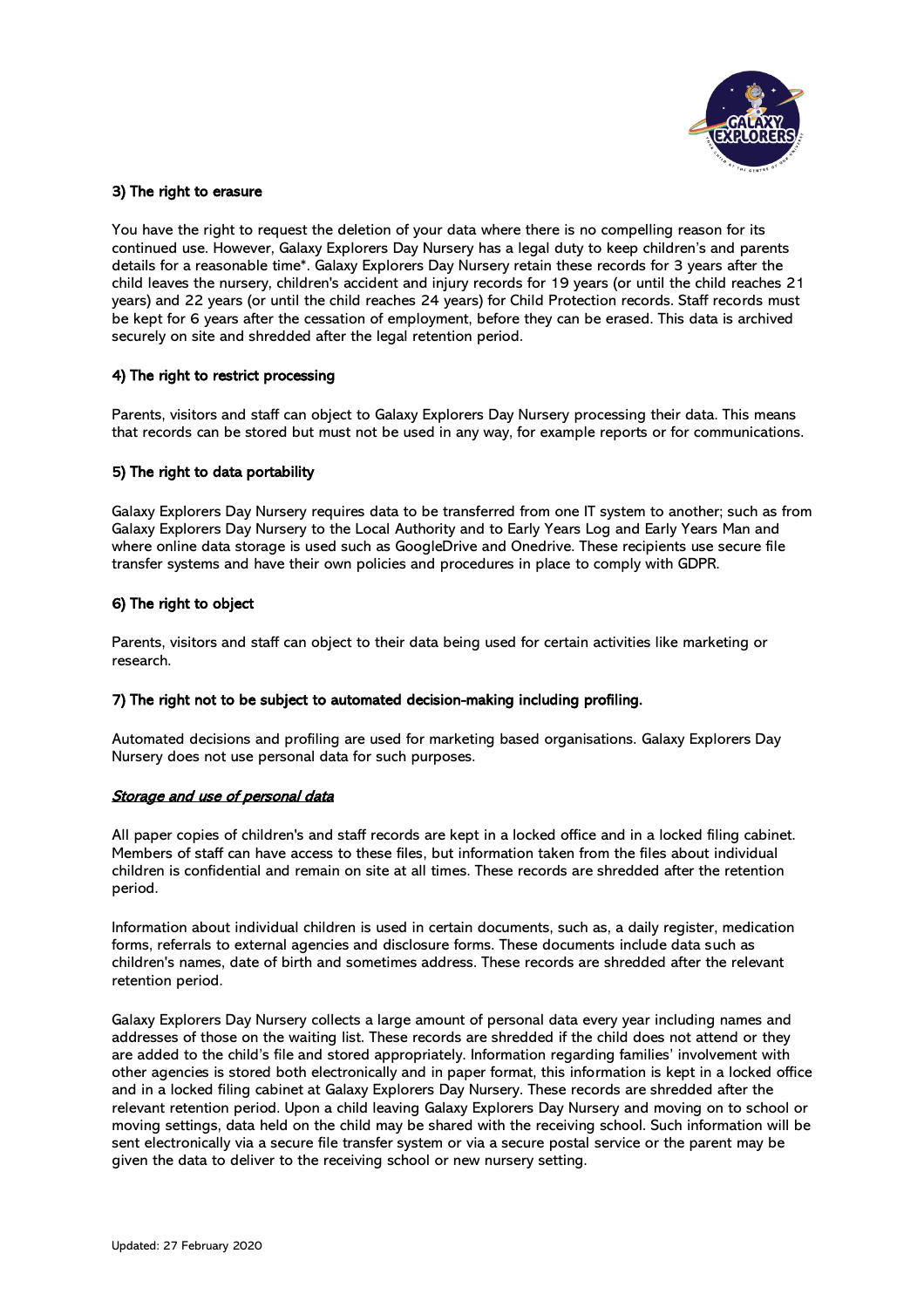**3) The right to erasure**

You have the right to request the deletion of your data where there is no compelling reason for its continued use. However, Galaxy Explorers Day Nursery has a legal duty to keep children's and parents details for a reasonable time*. Galaxy Explorers Day Nursery retain these records for 3 years after the child leaves the nursery, children's accident and injury records for 19 years (or until the child reaches 21 years) and 22 years (or until the child reaches 24 years) for Child Protection records. Staff records must be kept for 6 years after the cessation of employment, before they can be erased. This data is archived securely on site and shredded after the legal retention period.

**4) The right to restrict processing**

Parents, visitors and staff can object to Galaxy Explorers Day Nursery processing their data. This means that records can be stored but must not be used in any way, for example reports or for communications.

**5) The right to data portability**

Galaxy Explorers Day Nursery requires data to be transferred from one IT system to another; such as from Galaxy Explorers Day Nursery to the Local Authority and to Early Years Log and Early Years Man and where online data storage is used such as GoogleDrive and Onedrive. These recipients use secure file transfer systems and have their own policies and procedures in place to comply with GDPR.

**6) The right to object**

Parents, visitors and staff can object to their data being used for certain activities like marketing or research.

**7) The right not to be subject to automated decision-making including profiling.**

Automated decisions and profiling are used for marketing based organisations. Galaxy Explorers Day Nursery does not use personal data for such purposes.

***Storage and use of personal data***

All paper copies of children's and staff records are kept in a locked office and in a locked filing cabinet. Members of staff can have access to these files, but information taken from the files about individual children is confidential and remain on site at all times. These records are shredded after the retention period.

Information about individual children is used in certain documents, such as, a daily register, medication forms, referrals to external agencies and disclosure forms. These documents include data such as children's names, date of birth and sometimes address. These records are shredded after the relevant retention period.

Galaxy Explorers Day Nursery collects a large amount of personal data every year including names and addresses of those on the waiting list. These records are shredded if the child does not attend or they are added to the child's file and stored appropriately. Information regarding families' involvement with other agencies is stored both electronically and in paper format, this information is kept in a locked office and in a locked filing cabinet at Galaxy Explorers Day Nursery. These records are shredded after the relevant retention period. Upon a child leaving Galaxy Explorers Day Nursery and moving on to school or moving settings, data held on the child may be shared with the receiving school. Such information will be sent electronically via a secure file transfer system or via a secure postal service or the parent may be given the data to deliver to the receiving school or new nursery setting.

Updated: 27 February 2020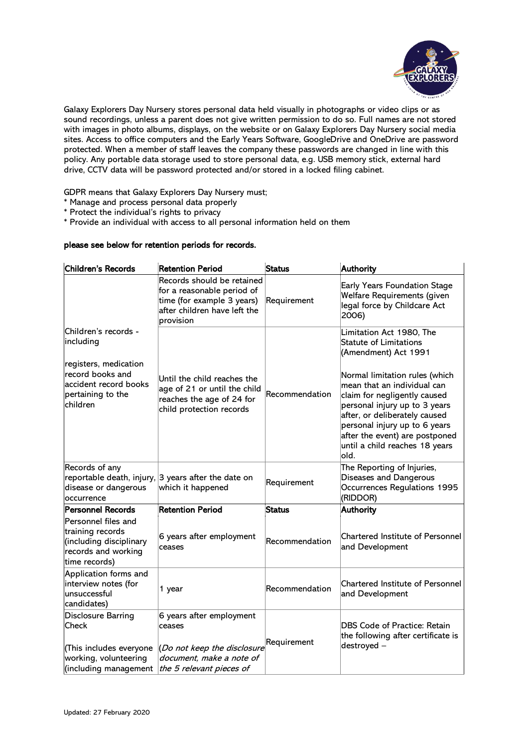Galaxy Explorers Day Nursery stores personal data held visually in photographs or video clips or as sound recordings, unless a parent does not give written permission to do so. Full names are not stored with images in photo albums, displays, on the website or on Galaxy Explorers Day Nursery social media sites. Access to office computers and the Early Years Software, GoogleDrive and OneDrive are password protected. When a member of staff leaves the company these passwords are changed in line with this policy. Any portable data storage used to store personal data, e.g. USB memory stick, external hard drive, CCTV data will be password protected and/or stored in a locked filing cabinet.

GDPR means that Galaxy Explorers Day Nursery must;
* Manage and process personal data properly
* Protect the individual's rights to privacy
* Provide an individual with access to all personal information held on them

**please see below for retention periods for records.**

| Children's Records | Retention Period | Status | Authority |
|---|---|---|---|
| | Records should be retained for a reasonable period of time (for example 3 years) after children have left the provision | Requirement | Early Years Foundation Stage Welfare Requirements (given legal force by Childcare Act 2006) |
| Children's records - including<br><br>registers, medication record books and accident record books pertaining to the children | Until the child reaches the age of 21 or until the child reaches the age of 24 for child protection records | Recommendation | Limitation Act 1980, The Statute of Limitations (Amendment) Act 1991<br><br>Normal limitation rules (which mean that an individual can claim for negligently caused personal injury up to 3 years after, or deliberately caused personal injury up to 6 years after the event) are postponed until a child reaches 18 years old. |
| Records of any reportable death, injury, disease or dangerous occurrence | 3 years after the date on which it happened | Requirement | The Reporting of Injuries, Diseases and Dangerous Occurrences Regulations 1995 (RIDDOR) |
| **Personnel Records** | **Retention Period** | **Status** | **Authority** |
| Personnel files and training records (including disciplinary records and working time records) | 6 years after employment ceases | Recommendation | Chartered Institute of Personnel and Development |
| Application forms and interview notes (for unsuccessful candidates) | 1 year | Recommendation | Chartered Institute of Personnel and Development |
| Disclosure Barring Check<br><br>(This includes everyone working, volunteering (including management | 6 years after employment ceases<br><br>(*Do not keep the disclosure document, make a note of the 5 relevant pieces of* | Requirement | DBS Code of Practice: Retain the following after certificate is destroyed – |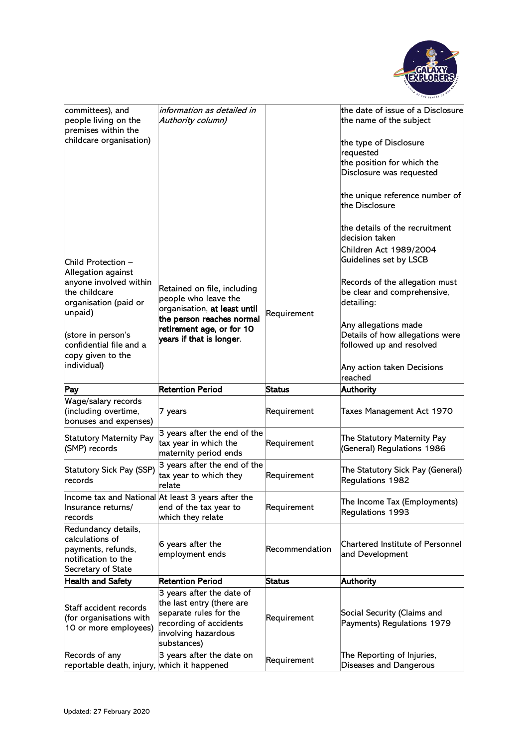| | | | |
|---|---|---|---|
| committees), and people living on the premises within the childcare organisation) | *information as detailed in Authority column)* | | the date of issue of a Disclosure the name of the subject<br><br>the type of Disclosure requested<br>the position for which the Disclosure was requested<br><br>the unique reference number of the Disclosure<br><br>the details of the recruitment decision taken |
| Child Protection – Allegation against anyone involved within the childcare organisation (paid or unpaid)<br><br>(store in person's confidential file and a copy given to the individual) | Retained on file, including people who leave the organisation, **at least until the person reaches normal retirement age, or for 10 years if that is longer**. | Requirement | Children Act 1989/2004 Guidelines set by LSCB<br><br>Records of the allegation must be clear and comprehensive, detailing:<br><br>Any allegations made<br>Details of how allegations were followed up and resolved<br><br>Any action taken Decisions reached |
| **Pay** | **Retention Period** | **Status** | **Authority** |
| Wage/salary records (including overtime, bonuses and expenses) | 7 years | Requirement | Taxes Management Act 1970 |
| Statutory Maternity Pay (SMP) records | 3 years after the end of the tax year in which the maternity period ends | Requirement | The Statutory Maternity Pay (General) Regulations 1986 |
| Statutory Sick Pay (SSP) records | 3 years after the end of the tax year to which they relate | Requirement | The Statutory Sick Pay (General) Regulations 1982 |
| Income tax and National Insurance returns/ records | At least 3 years after the end of the tax year to which they relate | Requirement | The Income Tax (Employments) Regulations 1993 |
| Redundancy details, calculations of payments, refunds, notification to the Secretary of State | 6 years after the employment ends | Recommendation | Chartered Institute of Personnel and Development |
| **Health and Safety** | **Retention Period** | **Status** | **Authority** |
| Staff accident records (for organisations with 10 or more employees) | 3 years after the date of the last entry (there are separate rules for the recording of accidents involving hazardous substances) | Requirement | Social Security (Claims and Payments) Regulations 1979 |
| Records of any reportable death, injury, | 3 years after the date on which it happened | Requirement | The Reporting of Injuries, Diseases and Dangerous |

Updated: 27 February 2020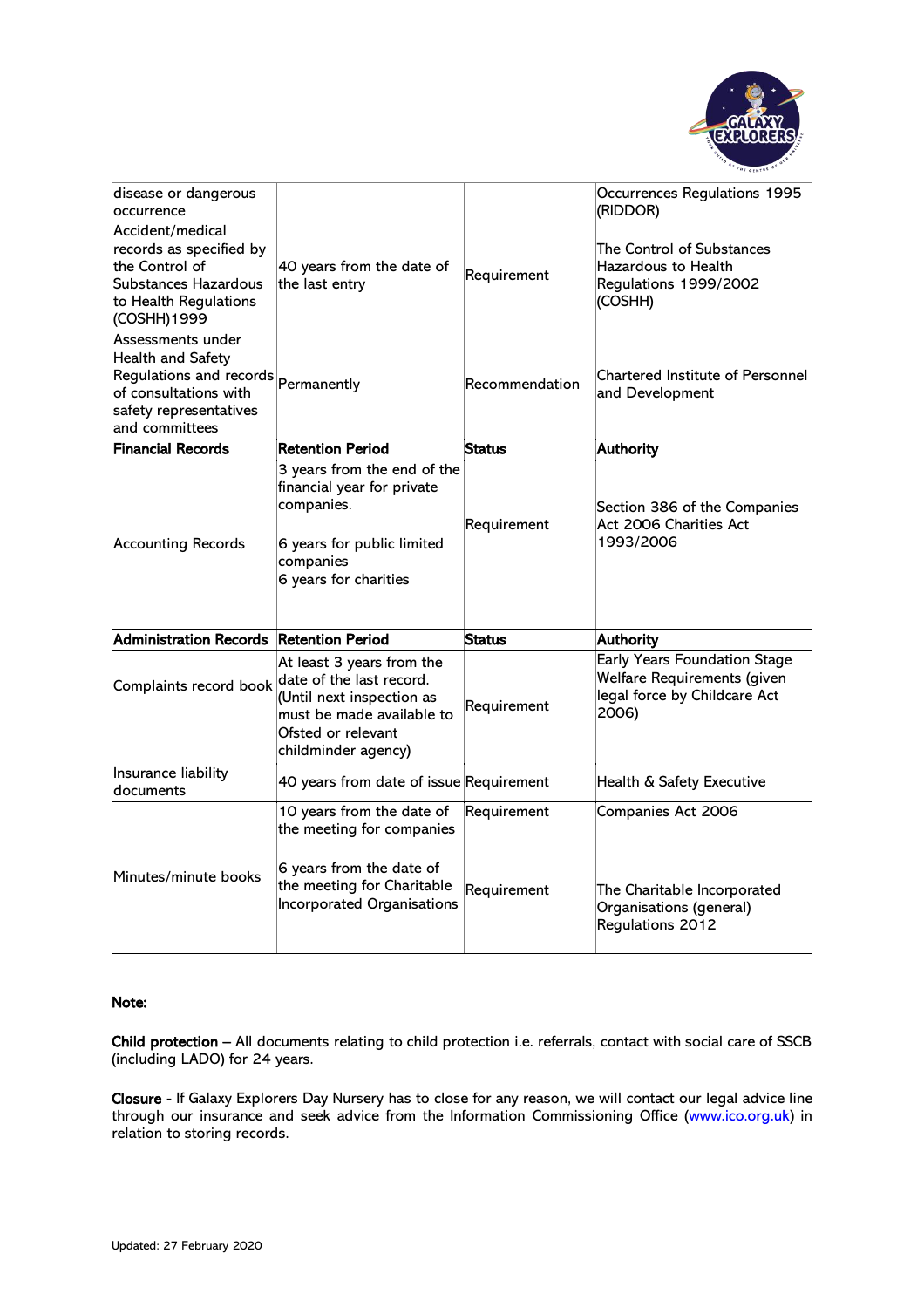| | | | |
|---|---|---|---|
| disease or dangerous occurrence | | | Occurrences Regulations 1995 (RIDDOR) |
| Accident/medical records as specified by the Control of Substances Hazardous to Health Regulations (COSHH)1999 | 40 years from the date of the last entry | Requirement | The Control of Substances Hazardous to Health Regulations 1999/2002 (COSHH) |
| Assessments under Health and Safety Regulations and records of consultations with safety representatives and committees | Permanently | Recommendation | Chartered Institute of Personnel and Development |
| **Financial Records** | **Retention Period** | **Status** | **Authority** |
| Accounting Records | 3 years from the end of the financial year for private companies.<br><br>6 years for public limited companies<br>6 years for charities | Requirement | Section 386 of the Companies Act 2006 Charities Act 1993/2006 |
| **Administration Records** | **Retention Period** | **Status** | **Authority** |
| Complaints record book | At least 3 years from the date of the last record. (Until next inspection as must be made available to Ofsted or relevant childminder agency) | Requirement | Early Years Foundation Stage Welfare Requirements (given legal force by Childcare Act 2006) |
| Insurance liability documents | 40 years from date of issue | Requirement | Health & Safety Executive |
| Minutes/minute books | 10 years from the date of the meeting for companies<br><br>6 years from the date of the meeting for Charitable Incorporated Organisations | Requirement<br><br>Requirement | Companies Act 2006<br><br>The Charitable Incorporated Organisations (general) Regulations 2012 |

**Note:**

**Child protection** – All documents relating to child protection i.e. referrals, contact with social care of SSCB (including LADO) for 24 years.

**Closure** - If Galaxy Explorers Day Nursery has to close for any reason, we will contact our legal advice line through our insurance and seek advice from the Information Commissioning Office (www.ico.org.uk) in relation to storing records.

Updated: 27 February 2020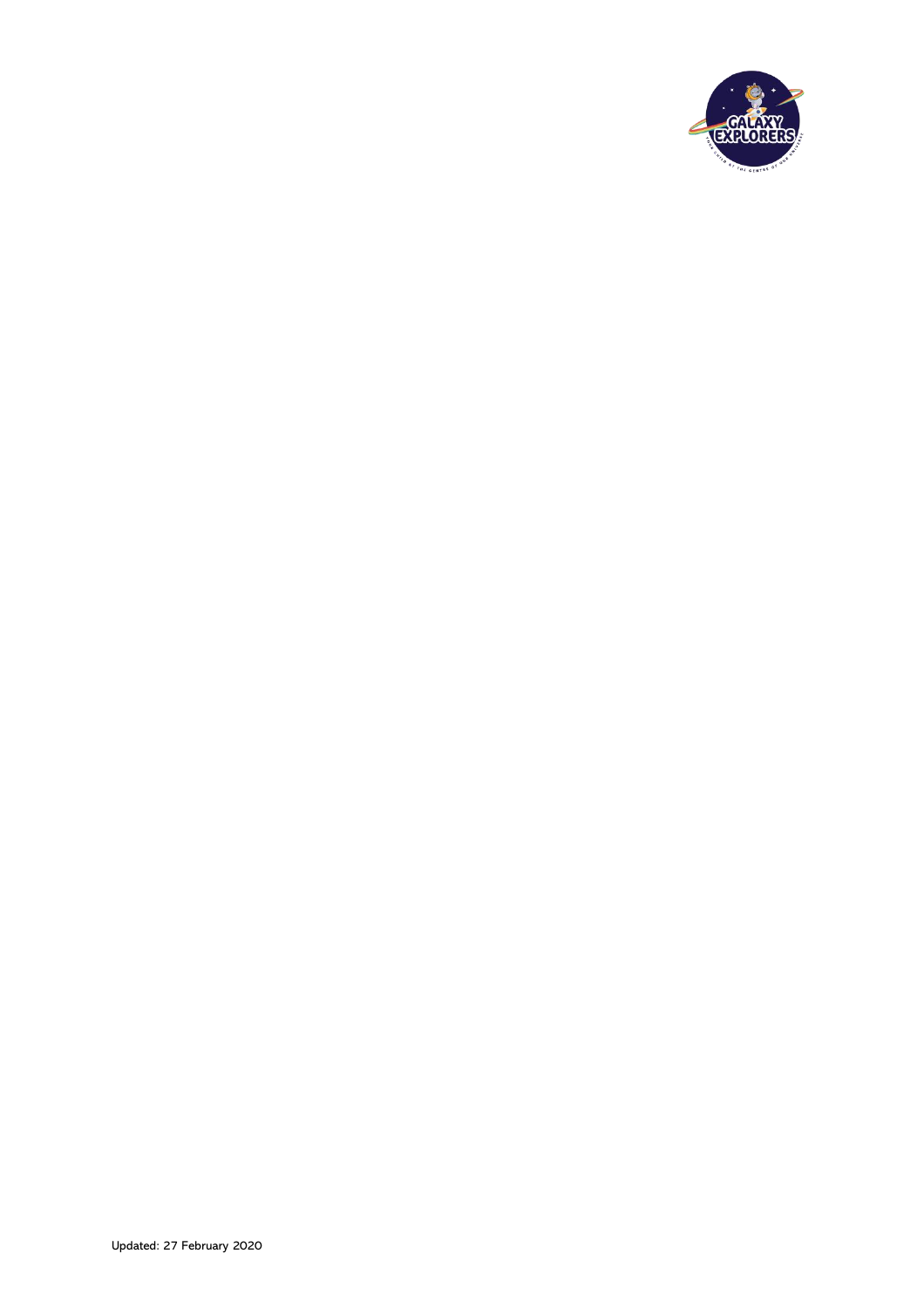Updated: 27 February 2020